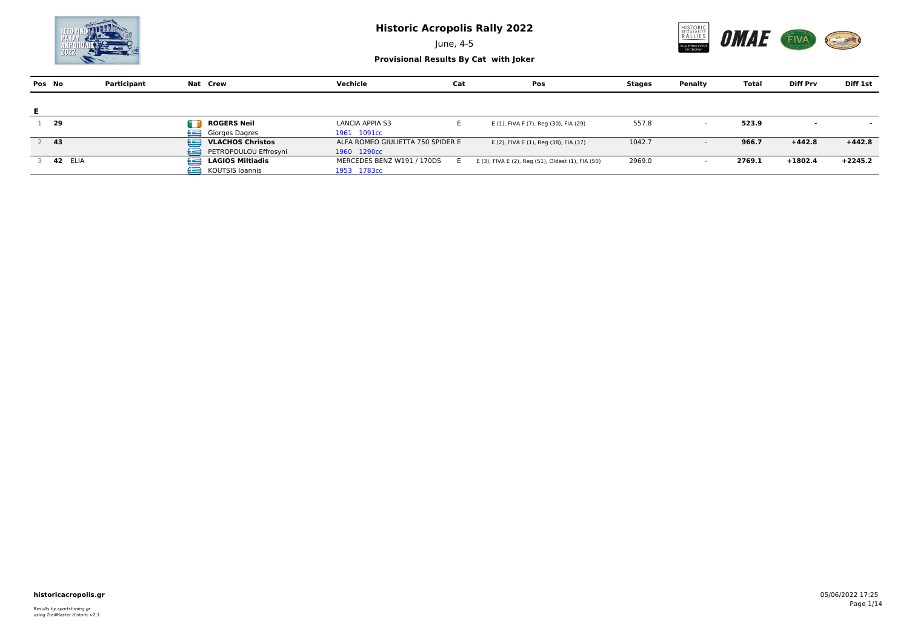# Historic Acropolis Rally 2022

June, 4-5

**Provisional Results By Cat with Joker**

| Pos | No | Participant | Nat | Crew | Vechicle | Cat | Pos | Stages | Penalty | Total | Diff Prv | Diff 1st |
|---|---|---|---|---|---|---|---|---|---|---|---|---|
| **E** | | | | | | | | | | | | |
| 1 | **29** | | | **ROGERS Neil** / Giorgos Dagres | LANCIA APPIA S3 / 1961 1091cc | E | E (1), FIVA F (7), Reg (30), FIA (29) | 557.8 | - | **523.9** | **-** | **-** |
| 2 | **43** | | | **VLACHOS Christos** / PETROPOULOU Effrosyni | ALFA ROMEO GIULIETTA 750 SPIDER / 1960 1290cc | E | E (2), FIVA E (1), Reg (38), FIA (37) | 1042.7 | - | **966.7** | **+442.8** | **+442.8** |
| 3 | **42** | ELIA | | **LAGIOS Miltiadis** / KOUTSIS Ioannis | MERCEDES BENZ W191 / 170DS / 1953 1783cc | E | E (3), FIVA E (2), Reg (51), Oldest (1), FIA (50) | 2969.0 | - | **2769.1** | **+1802.4** | **+2245.2** |

**historicacropolis.gr**

*Results by sportstiming.gr*
*using TrailMaster Historic v2.3*

05/06/2022 17:25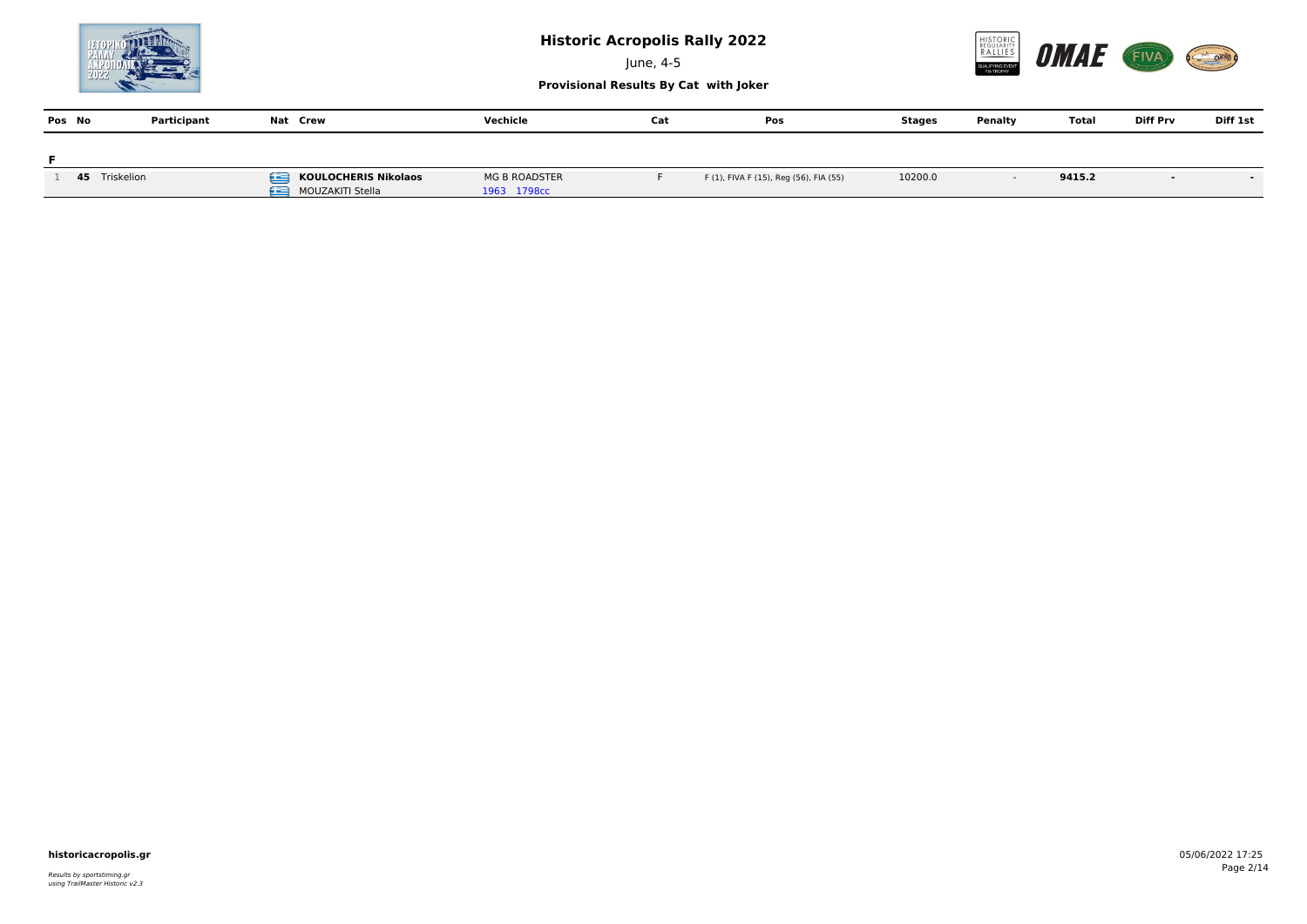# Historic Acropolis Rally 2022

June, 4-5

**Provisional Results By Cat with Joker**

| Pos | No | Participant | Nat | Crew | Vechicle | Cat | Pos | Stages | Penalty | Total | Diff Prv | Diff 1st |
|---|---|---|---|---|---|---|---|---|---|---|---|---|
| **F** | | | | | | | | | | | | |
| 1 | **45** | Triskelion | | **KOULOCHERIS Nikolaos**<br>MOUZAKITI Stella | MG B ROADSTER<br>1963 1798cc | F | F (1), FIVA F (15), Reg (56), FIA (55) | 10200.0 | - | **9415.2** | - | - |

**historicacropolis.gr**

*Results by sportstiming.gr*
*using TrailMaster Historic v2.3*

05/06/2022 17:25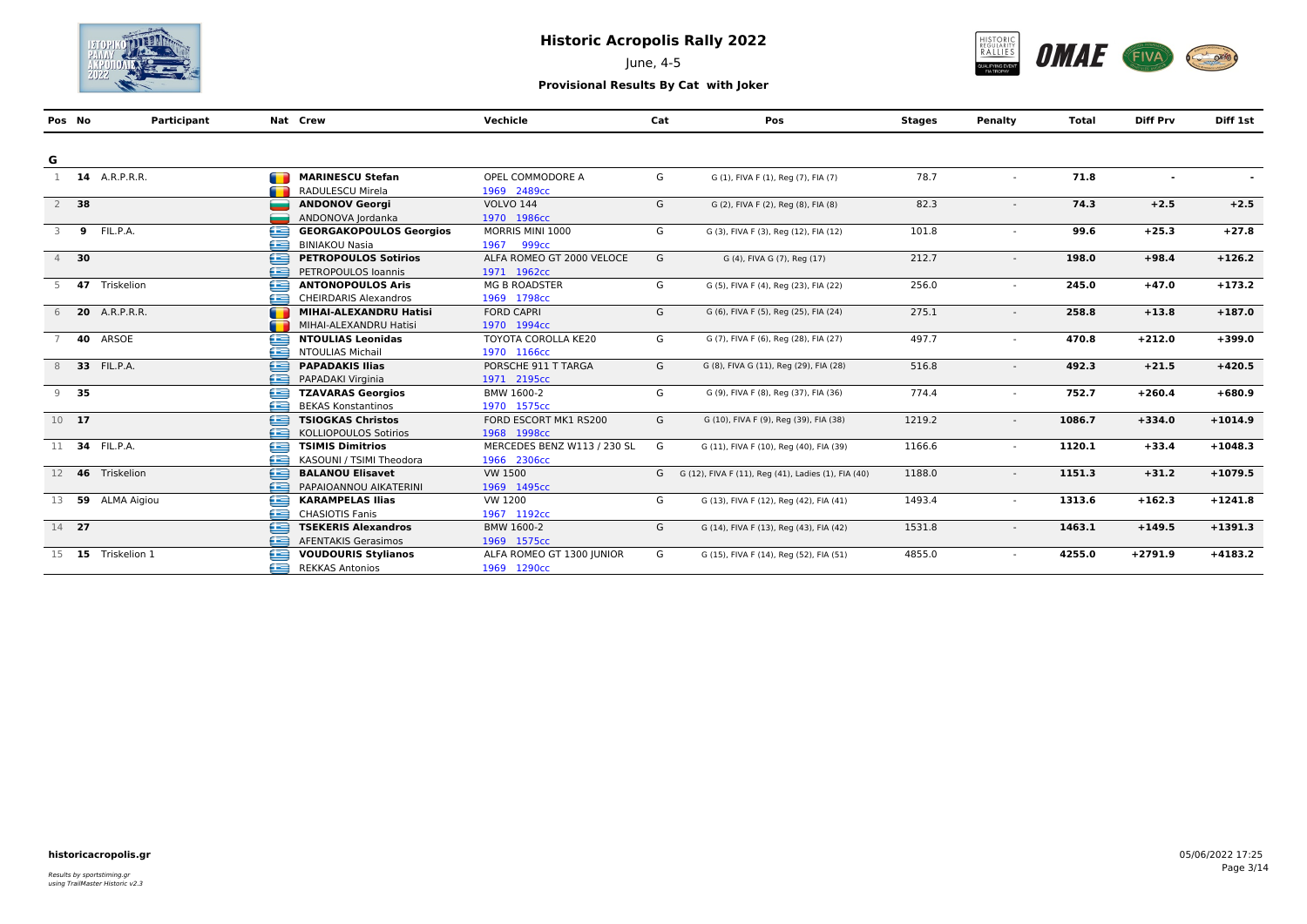# Historic Acropolis Rally 2022

June, 4-5

**Provisional Results By Cat with Joker**

| Pos | No | Participant | Nat | Crew | Vechicle | Cat | Pos | Stages | Penalty | Total | Diff Prv | Diff 1st |
|---|---|---|---|---|---|---|---|---|---|---|---|---|
| **G** | | | | | | | | | | | | |
| 1 | **14** | A.R.P.R.R. | | **MARINESCU Stefan**<br>RADULESCU Mirela | OPEL COMMODORE A<br>1969 2489cc | G | G (1), FIVA F (1), Reg (7), FIA (7) | 78.7 | - | **71.8** | **-** | **-** |
| 2 | **38** | | | **ANDONOV Georgi**<br>ANDONOVA Jordanka | VOLVO 144<br>1970 1986cc | G | G (2), FIVA F (2), Reg (8), FIA (8) | 82.3 | - | **74.3** | **+2.5** | **+2.5** |
| 3 | **9** | FIL.P.A. | | **GEORGAKOPOULOS Georgios**<br>BINIAKOU Nasia | MORRIS MINI 1000<br>1967 999cc | G | G (3), FIVA F (3), Reg (12), FIA (12) | 101.8 | - | **99.6** | **+25.3** | **+27.8** |
| 4 | **30** | | | **PETROPOULOS Sotirios**<br>PETROPOULOS Ioannis | ALFA ROMEO GT 2000 VELOCE<br>1971 1962cc | G | G (4), FIVA G (7), Reg (17) | 212.7 | - | **198.0** | **+98.4** | **+126.2** |
| 5 | **47** | Triskelion | | **ANTONOPOULOS Aris**<br>CHEIRDARIS Alexandros | MG B ROADSTER<br>1969 1798cc | G | G (5), FIVA F (4), Reg (23), FIA (22) | 256.0 | - | **245.0** | **+47.0** | **+173.2** |
| 6 | **20** | A.R.P.R.R. | | **MIHAI-ALEXANDRU Hatisi**<br>MIHAI-ALEXANDRU Hatisi | FORD CAPRI<br>1970 1994cc | G | G (6), FIVA F (5), Reg (25), FIA (24) | 275.1 | - | **258.8** | **+13.8** | **+187.0** |
| 7 | **40** | ARSOE | | **NTOULIAS Leonidas**<br>NTOULIAS Michail | TOYOTA COROLLA KE20<br>1970 1166cc | G | G (7), FIVA F (6), Reg (28), FIA (27) | 497.7 | - | **470.8** | **+212.0** | **+399.0** |
| 8 | **33** | FIL.P.A. | | **PAPADAKIS Ilias**<br>PAPADAKI Virginia | PORSCHE 911 T TARGA<br>1971 2195cc | G | G (8), FIVA G (11), Reg (29), FIA (28) | 516.8 | - | **492.3** | **+21.5** | **+420.5** |
| 9 | **35** | | | **TZAVARAS Georgios**<br>BEKAS Konstantinos | BMW 1600-2<br>1970 1575cc | G | G (9), FIVA F (8), Reg (37), FIA (36) | 774.4 | - | **752.7** | **+260.4** | **+680.9** |
| 10 | **17** | | | **TSIOGKAS Christos**<br>KOLLIOPOULOS Sotirios | FORD ESCORT MK1 RS200<br>1968 1998cc | G | G (10), FIVA F (9), Reg (39), FIA (38) | 1219.2 | - | **1086.7** | **+334.0** | **+1014.9** |
| 11 | **34** | FIL.P.A. | | **TSIMIS Dimitrios**<br>KASOUNI / TSIMI Theodora | MERCEDES BENZ W113 / 230 SL<br>1966 2306cc | G | G (11), FIVA F (10), Reg (40), FIA (39) | 1166.6 | - | **1120.1** | **+33.4** | **+1048.3** |
| 12 | **46** | Triskelion | | **BALANOU Elisavet**<br>PAPAIOANNOU AIKATERINI | VW 1500<br>1969 1495cc | G | G (12), FIVA F (11), Reg (41), Ladies (1), FIA (40) | 1188.0 | - | **1151.3** | **+31.2** | **+1079.5** |
| 13 | **59** | ALMA Aigiou | | **KARAMPELAS Ilias**<br>CHASIOTIS Fanis | VW 1200<br>1967 1192cc | G | G (13), FIVA F (12), Reg (42), FIA (41) | 1493.4 | - | **1313.6** | **+162.3** | **+1241.8** |
| 14 | **27** | | | **TSEKERIS Alexandros**<br>AFENTAKIS Gerasimos | BMW 1600-2<br>1969 1575cc | G | G (14), FIVA F (13), Reg (43), FIA (42) | 1531.8 | - | **1463.1** | **+149.5** | **+1391.3** |
| 15 | **15** | Triskelion 1 | | **VOUDOURIS Stylianos**<br>REKKAS Antonios | ALFA ROMEO GT 1300 JUNIOR<br>1969 1290cc | G | G (15), FIVA F (14), Reg (52), FIA (51) | 4855.0 | - | **4255.0** | **+2791.9** | **+4183.2** |

**historicacropolis.gr**

*Results by sportstiming.gr*
*using TrailMaster Historic v2.3*

05/06/2022 17:25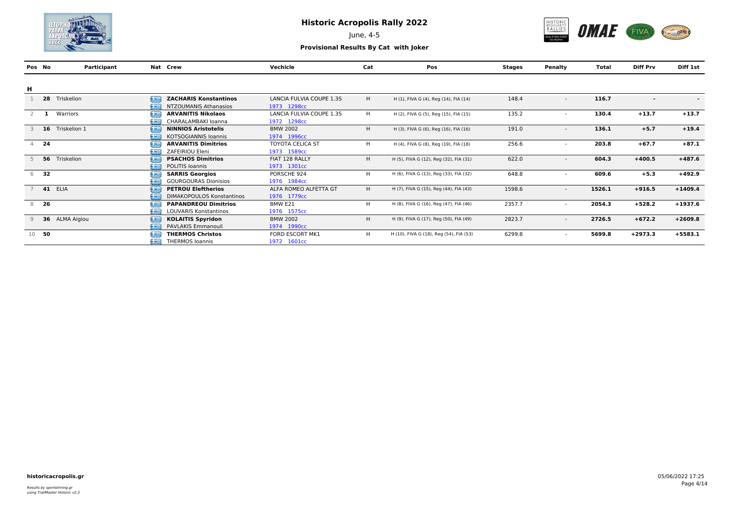# Historic Acropolis Rally 2022

June, 4-5

**Provisional Results By Cat with Joker**

| Pos | No | Participant | Nat | Crew | Vechicle | Cat | Pos | Stages | Penalty | Total | Diff Prv | Diff 1st |
|---|---|---|---|---|---|---|---|---|---|---|---|---|
| **H** | | | | | | | | | | | | |
| 1 | **28** | Triskelion | GR | **ZACHARIS Konstantinos**<br>NTZOUMANIS Athanasios | LANCIA FULVIA COUPE 1.3S<br>1973 1298cc | H | H (1), FIVA G (4), Reg (14), FIA (14) | 148.4 | - | **116.7** | **-** | **-** |
| 2 | **1** | Warriors | GR | **ARVANITIS Nikolaos**<br>CHARALAMBAKI Ioanna | LANCIA FULVIA COUPE 1.3S<br>1972 1298cc | H | H (2), FIVA G (5), Reg (15), FIA (15) | 135.2 | - | **130.4** | **+13.7** | **+13.7** |
| 3 | **16** | Triskelion 1 | GR | **NINNIOS Aristotelis**<br>KOTSOGIANNIS Ioannis | BMW 2002<br>1974 1996cc | H | H (3), FIVA G (6), Reg (16), FIA (16) | 191.0 | - | **136.1** | **+5.7** | **+19.4** |
| 4 | **24** | | GR | **ARVANITIS Dimitrios**<br>ZAFEIRIOU Eleni | TOYOTA CELICA ST<br>1973 1589cc | H | H (4), FIVA G (8), Reg (19), FIA (18) | 256.6 | - | **203.8** | **+67.7** | **+87.1** |
| 5 | **56** | Triskelion | GR | **PSACHOS Dimitrios**<br>POLITIS Ioannis | FIAT 128 RALLY<br>1973 1301cc | H | H (5), FIVA G (12), Reg (32), FIA (31) | 622.0 | - | **604.3** | **+400.5** | **+487.6** |
| 6 | **32** | | GR | **SARRIS Georgios**<br>GOURGOURAS Dionisios | PORSCHE 924<br>1976 1984cc | H | H (6), FIVA G (13), Reg (33), FIA (32) | 648.8 | - | **609.6** | **+5.3** | **+492.9** |
| 7 | **41** | ELIA | GR | **PETROU Eleftherios**<br>DIMAKOPOULOS Konstantinos | ALFA ROMEO ALFETTA GT<br>1976 1779cc | H | H (7), FIVA G (15), Reg (44), FIA (43) | 1598.6 | - | **1526.1** | **+916.5** | **+1409.4** |
| 8 | **26** | | GR | **PAPANDREOU Dimitrios**<br>LOUVARIS Konstantinos | BMW E21<br>1976 1575cc | H | H (8), FIVA G (16), Reg (47), FIA (46) | 2357.7 | - | **2054.3** | **+528.2** | **+1937.6** |
| 9 | **36** | ALMA Aigiou | GR | **KOLAITIS Spyridon**<br>PAVLAKIS Emmanouil | BMW 2002<br>1974 1990cc | H | H (9), FIVA G (17), Reg (50), FIA (49) | 2823.7 | - | **2726.5** | **+672.2** | **+2609.8** |
| 10 | **50** | | GR | **THERMOS Christos**<br>THERMOS Ioannis | FORD ESCORT MK1<br>1972 1601cc | H | H (10), FIVA G (18), Reg (54), FIA (53) | 6299.8 | - | **5699.8** | **+2973.3** | **+5583.1** |

**historicacropolis.gr**

*Results by sportstiming.gr*
*using TrailMaster Historic v2.3*

05/06/2022 17:25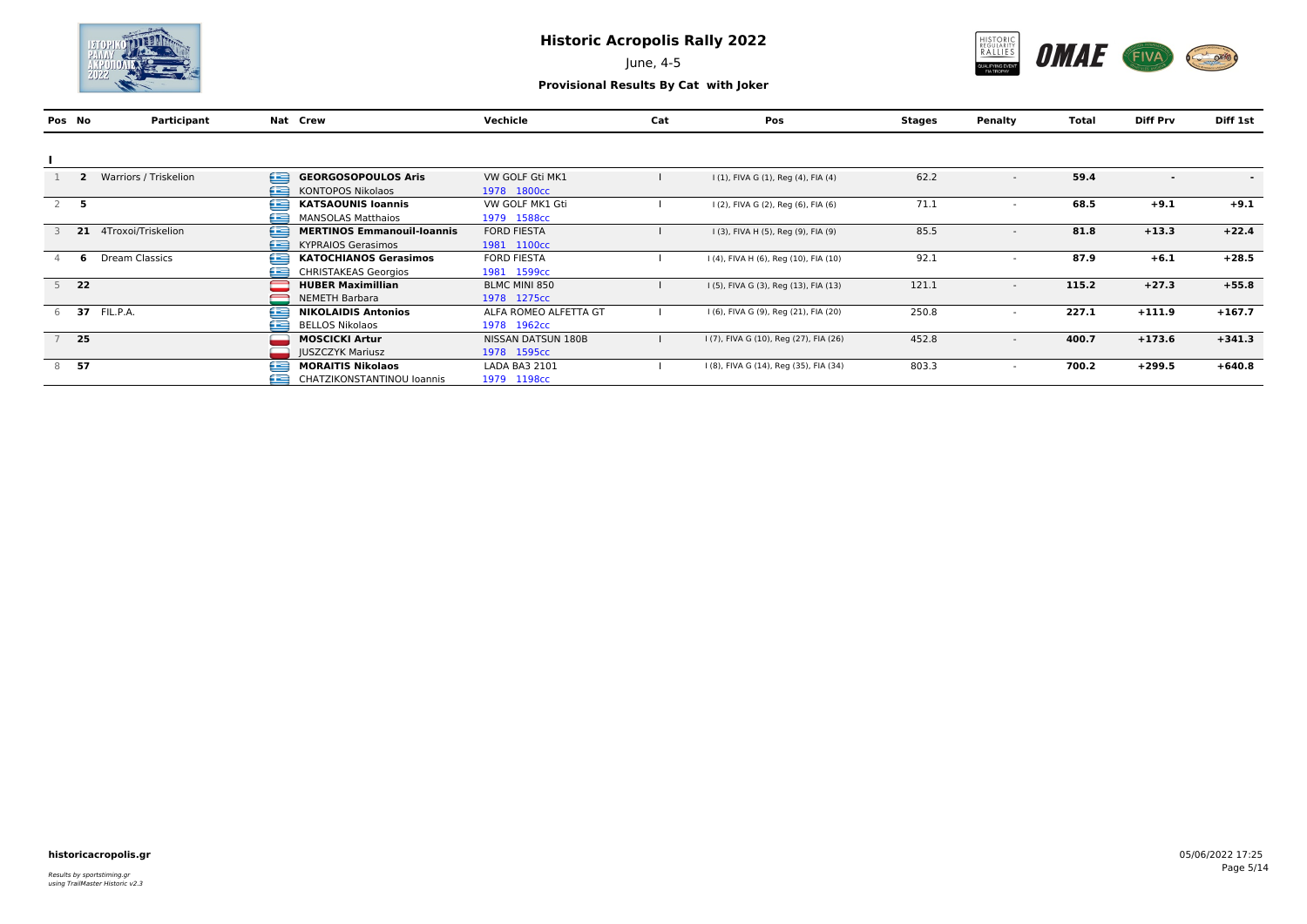# Historic Acropolis Rally 2022

June, 4-5

## Provisional Results By Cat with Joker

| Pos | No | Participant | Nat | Crew | Vechicle | Cat | Pos | Stages | Penalty | Total | Diff Prv | Diff 1st |
|---|---|---|---|---|---|---|---|---|---|---|---|---|
| **I** | | | | | | | | | | | | |
| 1 | **2** | Warriors / Triskelion | | **GEORGOSOPOULOS Aris** / KONTOPOS Nikolaos | VW GOLF Gti MK1 / 1978 1800cc | I | I (1), FIVA G (1), Reg (4), FIA (4) | 62.2 | - | **59.4** | **-** | **-** |
| 2 | **5** | | | **KATSAOUNIS Ioannis** / MANSOLAS Matthaios | VW GOLF MK1 Gti / 1979 1588cc | I | I (2), FIVA G (2), Reg (6), FIA (6) | 71.1 | - | **68.5** | **+9.1** | **+9.1** |
| 3 | **21** | 4Troxoi/Triskelion | | **MERTINOS Emmanouil-Ioannis** / KYPRAIOS Gerasimos | FORD FIESTA / 1981 1100cc | I | I (3), FIVA H (5), Reg (9), FIA (9) | 85.5 | - | **81.8** | **+13.3** | **+22.4** |
| 4 | **6** | Dream Classics | | **KATOCHIANOS Gerasimos** / CHRISTAKEAS Georgios | FORD FIESTA / 1981 1599cc | I | I (4), FIVA H (6), Reg (10), FIA (10) | 92.1 | - | **87.9** | **+6.1** | **+28.5** |
| 5 | **22** | | | **HUBER Maximillian** / NEMETH Barbara | BLMC MINI 850 / 1978 1275cc | I | I (5), FIVA G (3), Reg (13), FIA (13) | 121.1 | - | **115.2** | **+27.3** | **+55.8** |
| 6 | **37** | FIL.P.A. | | **NIKOLAIDIS Antonios** / BELLOS Nikolaos | ALFA ROMEO ALFETTA GT / 1978 1962cc | I | I (6), FIVA G (9), Reg (21), FIA (20) | 250.8 | - | **227.1** | **+111.9** | **+167.7** |
| 7 | **25** | | | **MOSCICKI Artur** / JUSZCZYK Mariusz | NISSAN DATSUN 180B / 1978 1595cc | I | I (7), FIVA G (10), Reg (27), FIA (26) | 452.8 | - | **400.7** | **+173.6** | **+341.3** |
| 8 | **57** | | | **MORAITIS Nikolaos** / CHATZIKONSTANTINOU Ioannis | LADA BA3 2101 / 1979 1198cc | I | I (8), FIVA G (14), Reg (35), FIA (34) | 803.3 | - | **700.2** | **+299.5** | **+640.8** |

**historicacropolis.gr**

*Results by sportstiming.gr*
*using TrailMaster Historic v2.3*

05/06/2022 17:25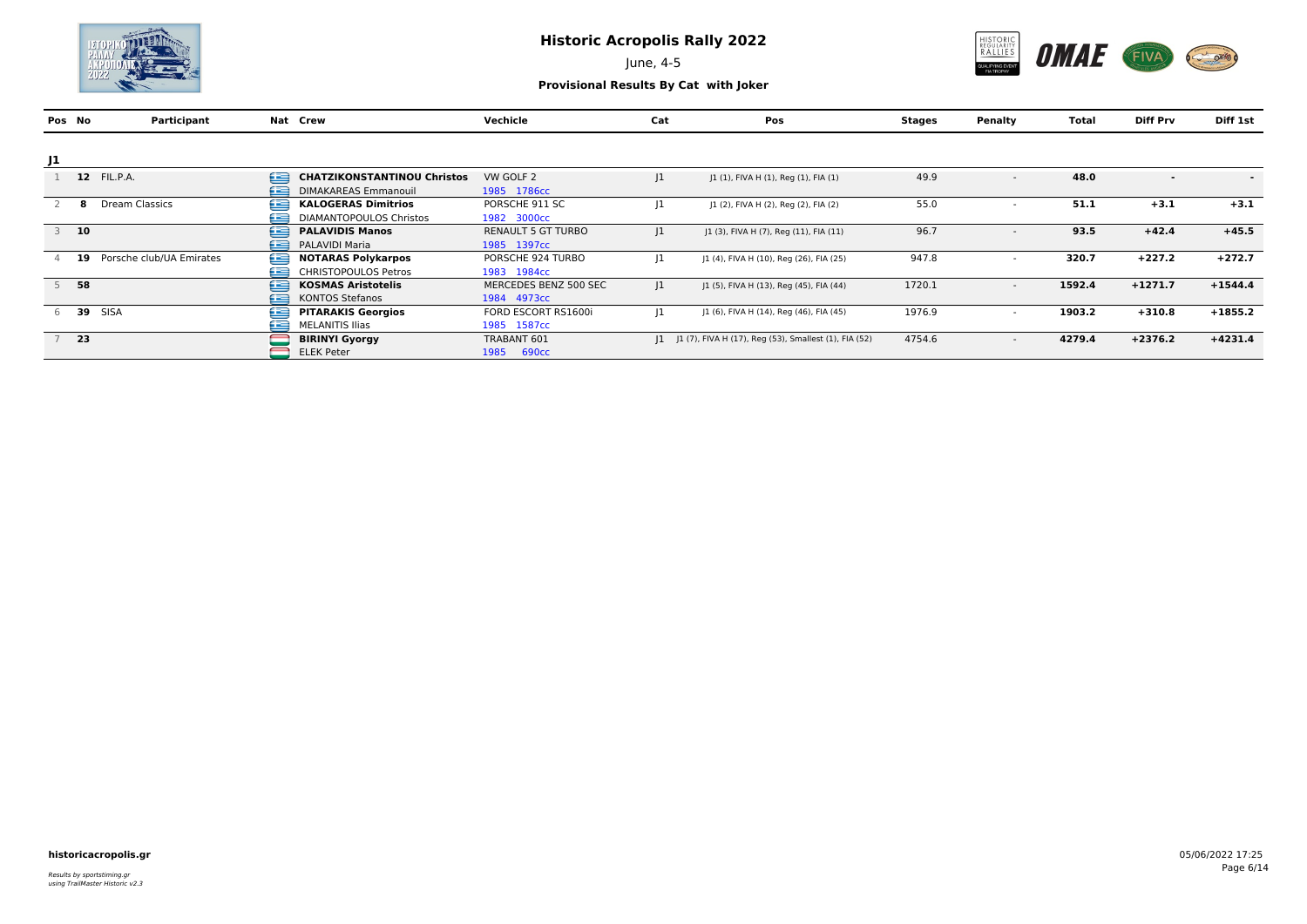# Historic Acropolis Rally 2022

June, 4-5

**Provisional Results By Cat with Joker**

| Pos | No | Participant | Nat | Crew | Vechicle | Cat | Pos | Stages | Penalty | Total | Diff Prv | Diff 1st |
|---|---|---|---|---|---|---|---|---|---|---|---|---|
| **J1** | | | | | | | | | | | | |
| 1 | **12** | FIL.P.A. | GR | **CHATZIKONSTANTINOU Christos** | VW GOLF 2 | J1 | J1 (1), FIVA H (1), Reg (1), FIA (1) | 49.9 | - | **48.0** | **-** | **-** |
| | | | GR | DIMAKAREAS Emmanouil | 1985 1786cc | | | | | | | |
| 2 | **8** | Dream Classics | GR | **KALOGERAS Dimitrios** | PORSCHE 911 SC | J1 | J1 (2), FIVA H (2), Reg (2), FIA (2) | 55.0 | - | **51.1** | **+3.1** | **+3.1** |
| | | | GR | DIAMANTOPOULOS Christos | 1982 3000cc | | | | | | | |
| 3 | **10** | | GR | **PALAVIDIS Manos** | RENAULT 5 GT TURBO | J1 | J1 (3), FIVA H (7), Reg (11), FIA (11) | 96.7 | - | **93.5** | **+42.4** | **+45.5** |
| | | | GR | PALAVIDI Maria | 1985 1397cc | | | | | | | |
| 4 | **19** | Porsche club/UA Emirates | GR | **NOTARAS Polykarpos** | PORSCHE 924 TURBO | J1 | J1 (4), FIVA H (10), Reg (26), FIA (25) | 947.8 | - | **320.7** | **+227.2** | **+272.7** |
| | | | GR | CHRISTOPOULOS Petros | 1983 1984cc | | | | | | | |
| 5 | **58** | | GR | **KOSMAS Aristotelis** | MERCEDES BENZ 500 SEC | J1 | J1 (5), FIVA H (13), Reg (45), FIA (44) | 1720.1 | - | **1592.4** | **+1271.7** | **+1544.4** |
| | | | GR | KONTOS Stefanos | 1984 4973cc | | | | | | | |
| 6 | **39** | SISA | GR | **PITARAKIS Georgios** | FORD ESCORT RS1600i | J1 | J1 (6), FIVA H (14), Reg (46), FIA (45) | 1976.9 | - | **1903.2** | **+310.8** | **+1855.2** |
| | | | GR | MELANITIS Ilias | 1985 1587cc | | | | | | | |
| 7 | **23** | | HU | **BIRINYI Gyorgy** | TRABANT 601 | J1 | J1 (7), FIVA H (17), Reg (53), Smallest (1), FIA (52) | 4754.6 | - | **4279.4** | **+2376.2** | **+4231.4** |
| | | | HU | ELEK Peter | 1985 690cc | | | | | | | |

**historicacropolis.gr**

*Results by sportstiming.gr using TrailMaster Historic v2.3*

05/06/2022 17:25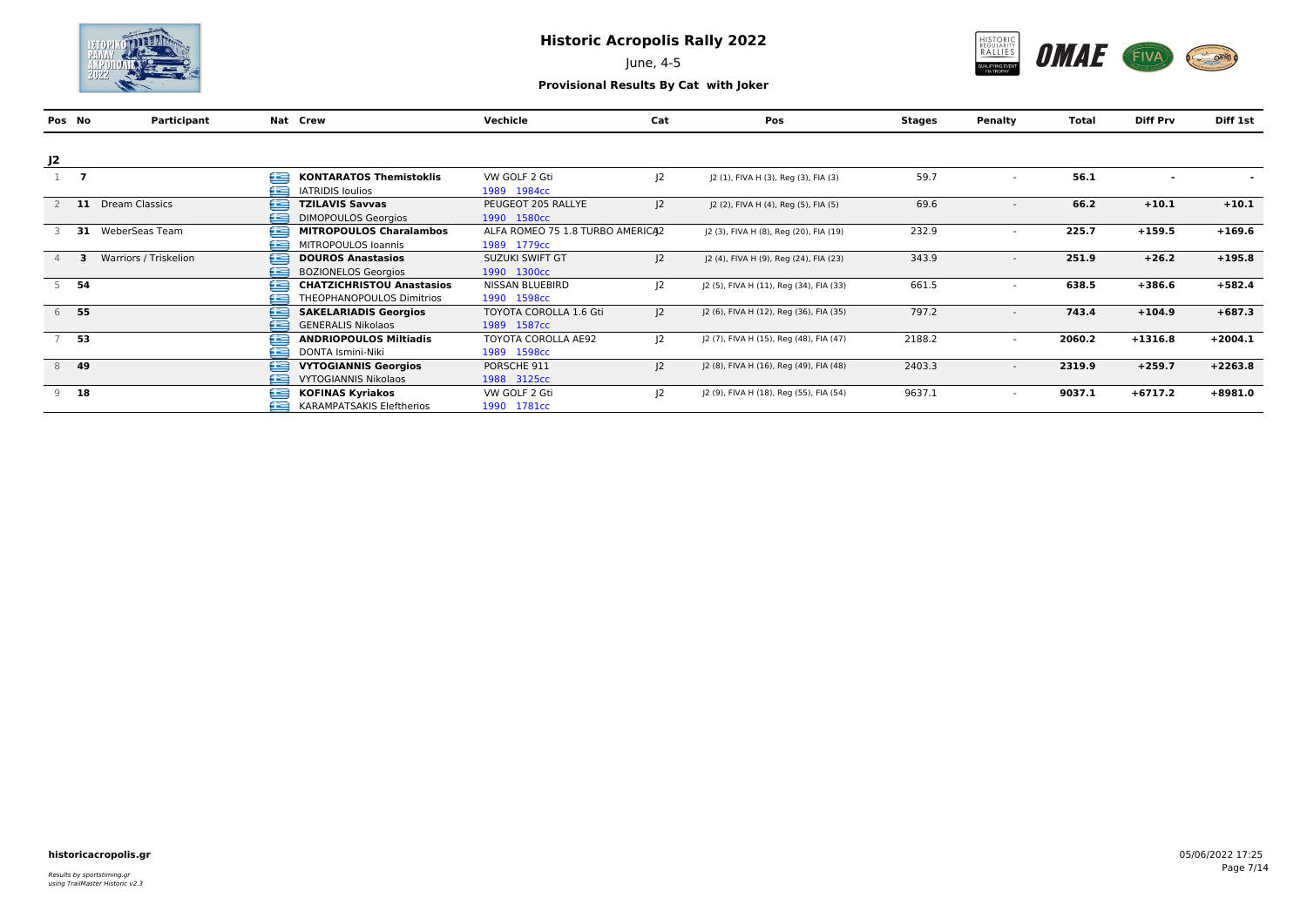# Historic Acropolis Rally 2022

June, 4-5

**Provisional Results By Cat with Joker**

## J2

| Pos | No | Participant | Nat | Crew | Vechicle | Cat | Pos | Stages | Penalty | Total | Diff Prv | Diff 1st |
|---|---|---|---|---|---|---|---|---|---|---|---|---|
| 1 | **7** | | GR | **KONTARATOS Themistoklis**<br>IATRIDIS Ioulios | VW GOLF 2 Gti<br>1989 1984cc | J2 | J2 (1), FIVA H (3), Reg (3), FIA (3) | 59.7 | - | **56.1** | **-** | **-** |
| 2 | **11** | Dream Classics | GR | **TZILAVIS Savvas**<br>DIMOPOULOS Georgios | PEUGEOT 205 RALLYE<br>1990 1580cc | J2 | J2 (2), FIVA H (4), Reg (5), FIA (5) | 69.6 | - | **66.2** | **+10.1** | **+10.1** |
| 3 | **31** | WeberSeas Team | GR | **MITROPOULOS Charalambos**<br>MITROPOULOS Ioannis | ALFA ROMEO 75 1.8 TURBO AMERICA<br>1989 1779cc | J2 | J2 (3), FIVA H (8), Reg (20), FIA (19) | 232.9 | - | **225.7** | **+159.5** | **+169.6** |
| 4 | **3** | Warriors / Triskelion | GR | **DOUROS Anastasios**<br>BOZIONELOS Georgios | SUZUKI SWIFT GT<br>1990 1300cc | J2 | J2 (4), FIVA H (9), Reg (24), FIA (23) | 343.9 | - | **251.9** | **+26.2** | **+195.8** |
| 5 | **54** | | GR | **CHATZICHRISTOU Anastasios**<br>THEOPHANOPOULOS Dimitrios | NISSAN BLUEBIRD<br>1990 1598cc | J2 | J2 (5), FIVA H (11), Reg (34), FIA (33) | 661.5 | - | **638.5** | **+386.6** | **+582.4** |
| 6 | **55** | | GR | **SAKELARIADIS Georgios**<br>GENERALIS Nikolaos | TOYOTA COROLLA 1.6 Gti<br>1989 1587cc | J2 | J2 (6), FIVA H (12), Reg (36), FIA (35) | 797.2 | - | **743.4** | **+104.9** | **+687.3** |
| 7 | **53** | | GR | **ANDRIOPOULOS Miltiadis**<br>DONTA Ismini-Niki | TOYOTA COROLLA AE92<br>1989 1598cc | J2 | J2 (7), FIVA H (15), Reg (48), FIA (47) | 2188.2 | - | **2060.2** | **+1316.8** | **+2004.1** |
| 8 | **49** | | GR | **VYTOGIANNIS Georgios**<br>VYTOGIANNIS Nikolaos | PORSCHE 911<br>1988 3125cc | J2 | J2 (8), FIVA H (16), Reg (49), FIA (48) | 2403.3 | - | **2319.9** | **+259.7** | **+2263.8** |
| 9 | **18** | | GR | **KOFINAS Kyriakos**<br>KARAMPATSAKIS Eleftherios | VW GOLF 2 Gti<br>1990 1781cc | J2 | J2 (9), FIVA H (18), Reg (55), FIA (54) | 9637.1 | - | **9037.1** | **+6717.2** | **+8981.0** |

**historicacropolis.gr**

*Results by sportstiming.gr*
*using TrailMaster Historic v2.3*

05/06/2022 17:25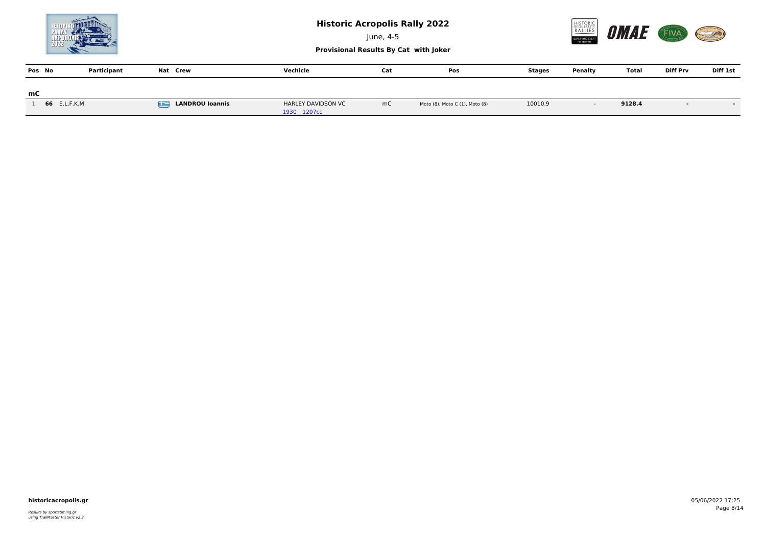# Historic Acropolis Rally 2022

June, 4-5

**Provisional Results By Cat with Joker**

| Pos | No | Participant | Nat | Crew | Vechicle | Cat | Pos | Stages | Penalty | Total | Diff Prv | Diff 1st |
|---|---|---|---|---|---|---|---|---|---|---|---|---|
| **mC** | | | | | | | | | | | | |
| 1 | **66** | E.L.F.K.M. | | **LANDROU Ioannis** | HARLEY DAVIDSON VC 1930 1207cc | mC | Moto (8), Moto C (1), Moto (8) | 10010.9 | - | **9128.4** | - | - |

**historicacropolis.gr**

*Results by sportstiming.gr using TrailMaster Historic v2.3*

05/06/2022 17:25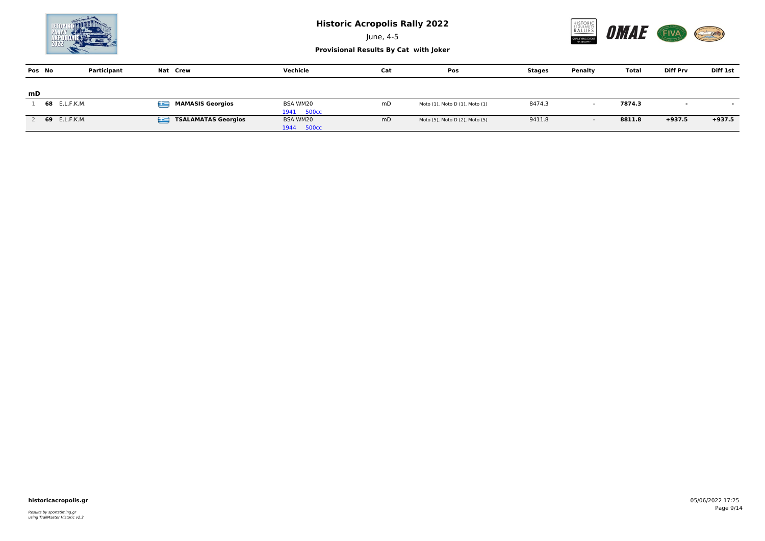# Historic Acropolis Rally 2022

June, 4-5

**Provisional Results By Cat with Joker**

| Pos | No | Participant | Nat | Crew | Vechicle | Cat | Pos | Stages | Penalty | Total | Diff Prv | Diff 1st |
|---|---|---|---|---|---|---|---|---|---|---|---|---|
| **mD** | | | | | | | | | | | | |
| 1 | **68** | E.L.F.K.M. | GR | **MAMASIS Georgios** | BSA WM20 1941 500cc | mD | Moto (1), Moto D (1), Moto (1) | 8474.3 | - | **7874.3** | **-** | **-** |
| 2 | **69** | E.L.F.K.M. | GR | **TSALAMATAS Georgios** | BSA WM20 1944 500cc | mD | Moto (5), Moto D (2), Moto (5) | 9411.8 | - | **8811.8** | **+937.5** | **+937.5** |

**historicacropolis.gr**

*Results by sportstiming.gr*
*using TrailMaster Historic v2.3*

05/06/2022 17:25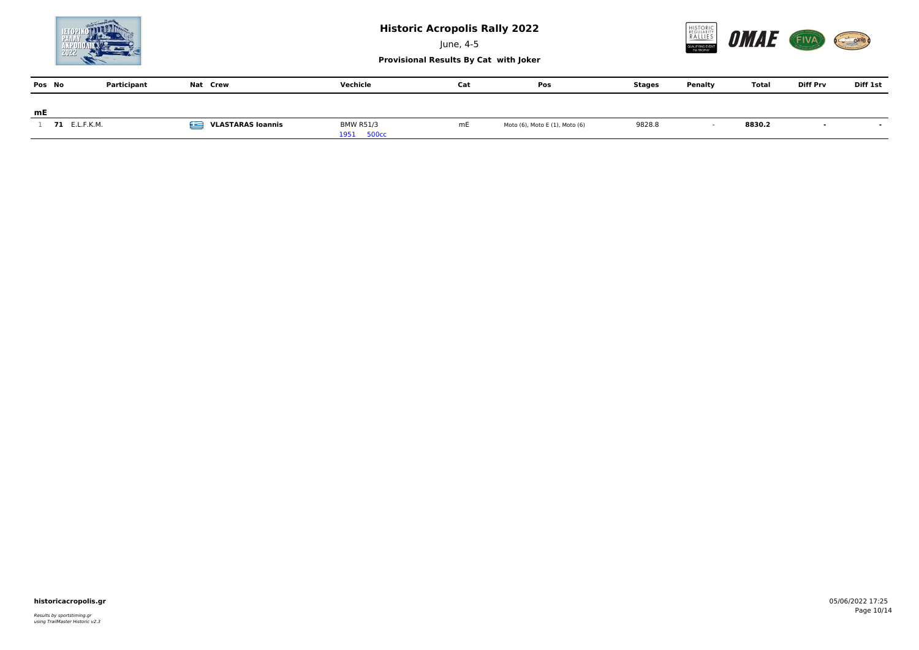# Historic Acropolis Rally 2022

June, 4-5

**Provisional Results By Cat with Joker**

| Pos | No | Participant | Nat | Crew | Vechicle | Cat | Pos | Stages | Penalty | Total | Diff Prv | Diff 1st |
|---|---|---|---|---|---|---|---|---|---|---|---|---|
| **mE** | | | | | | | | | | | | |
| 1 | **71** | E.L.F.K.M. | GR | **VLASTARAS Ioannis** | BMW R51/3 1951 500cc | mE | Moto (6), Moto E (1), Moto (6) | 9828.8 | - | **8830.2** | - | - |

**historicacropolis.gr**

*Results by sportstiming.gr using TrailMaster Historic v2.3*

05/06/2022 17:25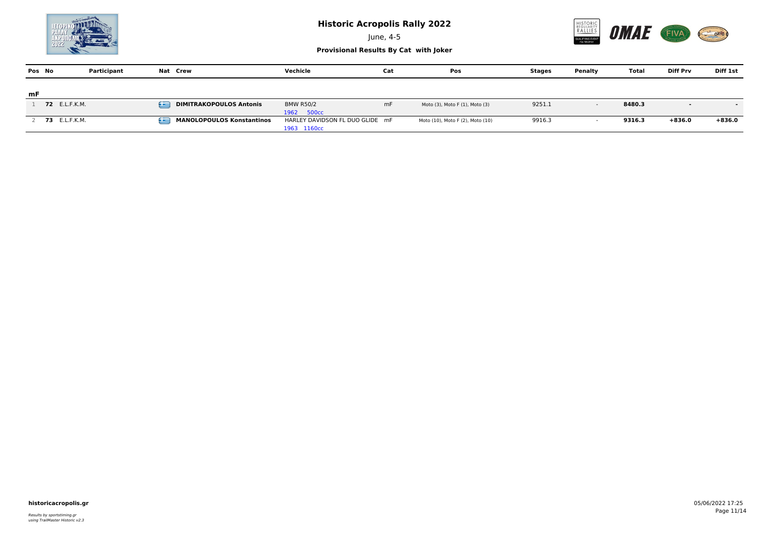# Historic Acropolis Rally 2022

June, 4-5

**Provisional Results By Cat with Joker**

| Pos | No | Participant | Nat | Crew | Vechicle | Cat | Pos | Stages | Penalty | Total | Diff Prv | Diff 1st |
|---|---|---|---|---|---|---|---|---|---|---|---|---|
| **mF** | | | | | | | | | | | | |
| 1 | **72** | E.L.F.K.M. | GR | **DIMITRAKOPOULOS Antonis** | BMW R50/2 1962 500cc | mF | Moto (3), Moto F (1), Moto (3) | 9251.1 | - | **8480.3** | **-** | **-** |
| 2 | **73** | E.L.F.K.M. | GR | **MANOLOPOULOS Konstantinos** | HARLEY DAVIDSON FL DUO GLIDE 1963 1160cc | mF | Moto (10), Moto F (2), Moto (10) | 9916.3 | - | **9316.3** | **+836.0** | **+836.0** |

**historicacropolis.gr**

*Results by sportstiming.gr*
*using TrailMaster Historic v2.3*

05/06/2022 17:25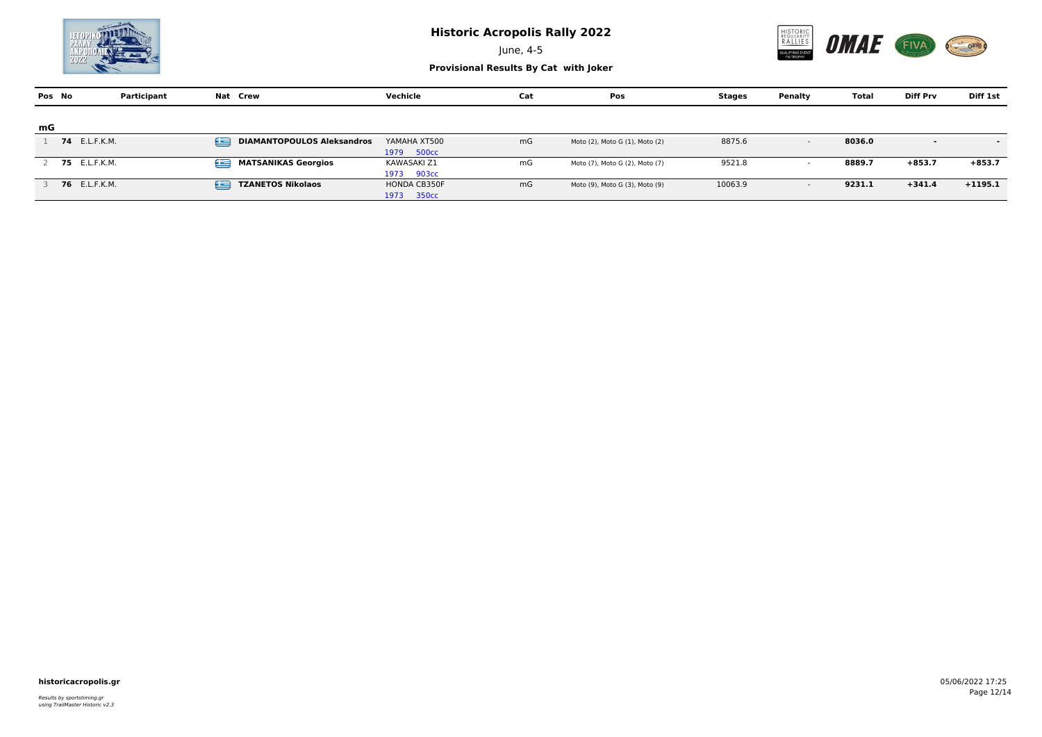# Historic Acropolis Rally 2022

June, 4-5

**Provisional Results By Cat with Joker**

| Pos | No | Participant | Nat | Crew | Vechicle | Cat | Pos | Stages | Penalty | Total | Diff Prv | Diff 1st |
|---|---|---|---|---|---|---|---|---|---|---|---|---|
| **mG** | | | | | | | | | | | | |
| 1 | **74** | E.L.F.K.M. | GR | **DIAMANTOPOULOS Aleksandros** | YAMAHA XT500 1979 500cc | mG | Moto (2), Moto G (1), Moto (2) | 8875.6 | - | **8036.0** | **-** | **-** |
| 2 | **75** | E.L.F.K.M. | GR | **MATSANIKAS Georgios** | KAWASAKI Z1 1973 903cc | mG | Moto (7), Moto G (2), Moto (7) | 9521.8 | - | **8889.7** | **+853.7** | **+853.7** |
| 3 | **76** | E.L.F.K.M. | GR | **TZANETOS Nikolaos** | HONDA CB350F 1973 350cc | mG | Moto (9), Moto G (3), Moto (9) | 10063.9 | - | **9231.1** | **+341.4** | **+1195.1** |

**historicacropolis.gr**

*Results by sportstiming.gr*
*using TrailMaster Historic v2.3*

05/06/2022 17:25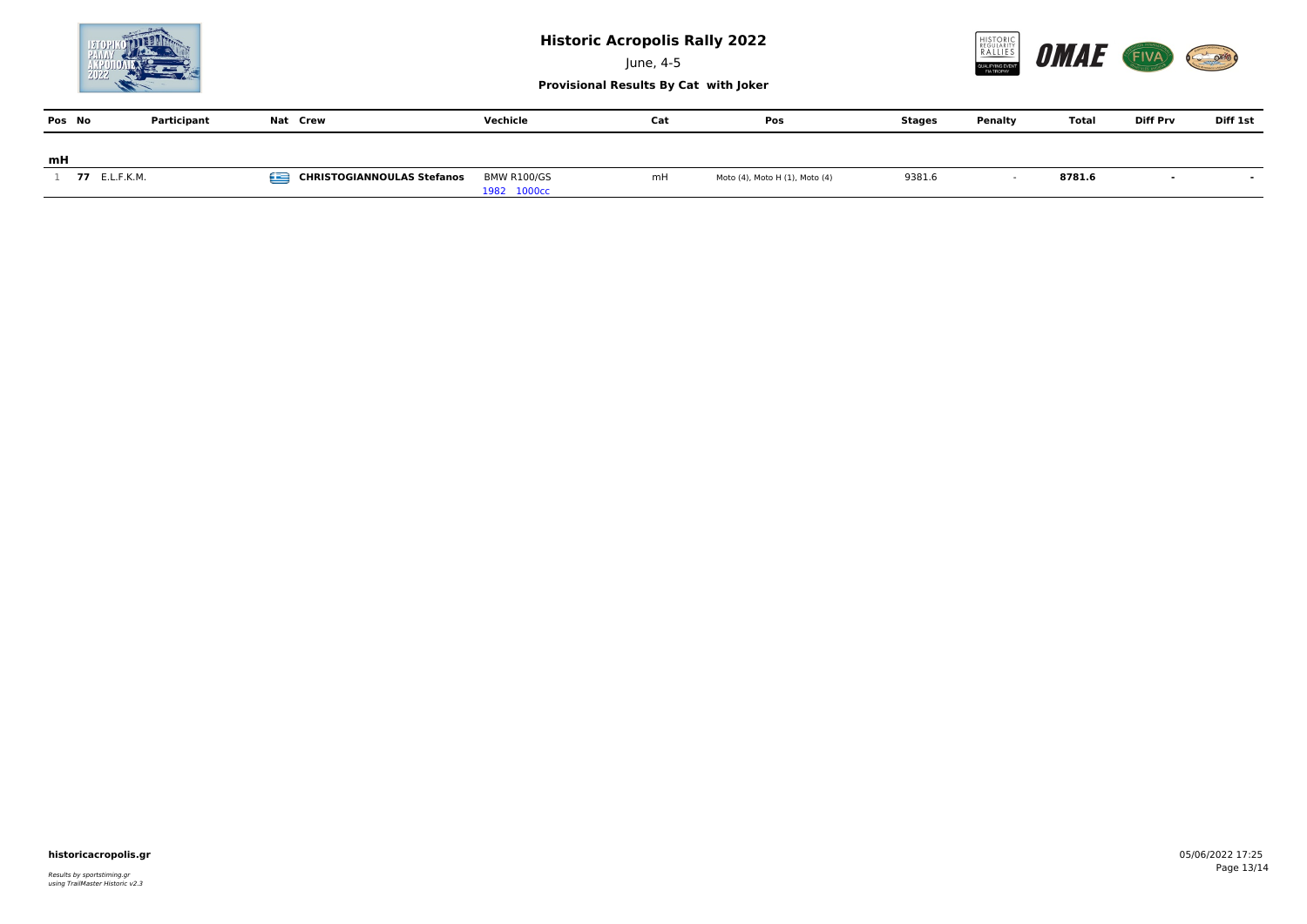# Historic Acropolis Rally 2022

June, 4-5

**Provisional Results By Cat with Joker**

| Pos | No | Participant | Nat | Crew | Vechicle | Cat | Pos | Stages | Penalty | Total | Diff Prv | Diff 1st |
|---|---|---|---|---|---|---|---|---|---|---|---|---|
| **mH** | | | | | | | | | | | | |
| 1 | **77** | E.L.F.K.M. | | **CHRISTOGIANNOULAS Stefanos** | BMW R100/GS 1982 1000cc | mH | Moto (4), Moto H (1), Moto (4) | 9381.6 | - | **8781.6** | - | - |

**historicacropolis.gr**

*Results by sportstiming.gr using TrailMaster Historic v2.3*

05/06/2022 17:25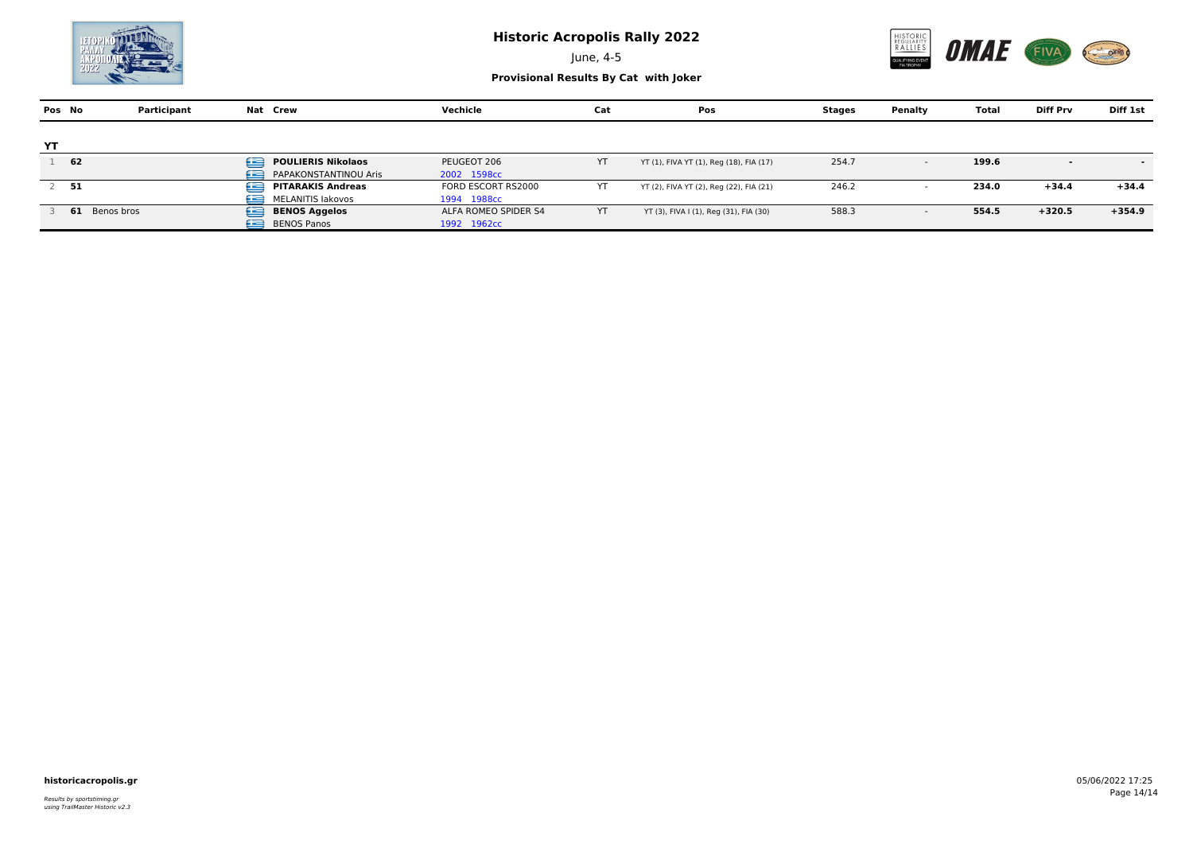# Historic Acropolis Rally 2022

June, 4-5

**Provisional Results By Cat with Joker**

| Pos | No | Participant | Nat | Crew | Vechicle | Cat | Pos | Stages | Penalty | Total | Diff Prv | Diff 1st |
|---|---|---|---|---|---|---|---|---|---|---|---|---|
| **YT** | | | | | | | | | | | | |
| 1 | **62** | | | **POULIERIS Nikolaos**<br>PAPAKONSTANTINOU Aris | PEUGEOT 206<br>2002 1598cc | YT | YT (1), FIVA YT (1), Reg (18), FIA (17) | 254.7 | - | **199.6** | **-** | **-** |
| 2 | **51** | | | **PITARAKIS Andreas**<br>MELANITIS Iakovos | FORD ESCORT RS2000<br>1994 1988cc | YT | YT (2), FIVA YT (2), Reg (22), FIA (21) | 246.2 | - | **234.0** | **+34.4** | **+34.4** |
| 3 | **61** | Benos bros | | **BENOS Aggelos**<br>BENOS Panos | ALFA ROMEO SPIDER S4<br>1992 1962cc | YT | YT (3), FIVA I (1), Reg (31), FIA (30) | 588.3 | - | **554.5** | **+320.5** | **+354.9** |

**historicacropolis.gr**

*Results by sportstiming.gr*
*using TrailMaster Historic v2.3*

05/06/2022 17:25